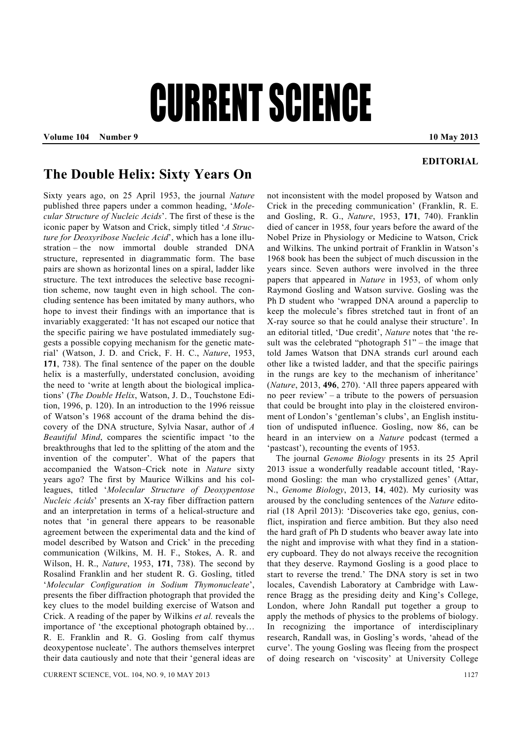# CURRENT SCIENCE

**Volume 104 Number 9** **10 May 2013**

**EDITORIAL**

## The Double Helix: Sixty Years On

Sixty years ago, on 25 April 1953, the journal *Nature* published three papers under a common heading, '*Molecular Structure of Nucleic Acids*'. The first of these is the iconic paper by Watson and Crick, simply titled '*A Structure for Deoxyribose Nucleic Acid*', which has a lone illustration – the now immortal double stranded DNA structure, represented in diagrammatic form. The base pairs are shown as horizontal lines on a spiral, ladder like structure. The text introduces the selective base recognition scheme, now taught even in high school. The concluding sentence has been imitated by many authors, who hope to invest their findings with an importance that is invariably exaggerated: 'It has not escaped our notice that the specific pairing we have postulated immediately suggests a possible copying mechanism for the genetic material' (Watson, J. D. and Crick, F. H. C., *Nature*, 1953, **171**, 738). The final sentence of the paper on the double helix is a masterfully, understated conclusion, avoiding the need to 'write at length about the biological implications' (*The Double Helix*, Watson, J. D., Touchstone Edition, 1996, p. 120). In an introduction to the 1996 reissue of Watson's 1968 account of the drama behind the discovery of the DNA structure, Sylvia Nasar, author of *A Beautiful Mind*, compares the scientific impact 'to the breakthroughs that led to the splitting of the atom and the invention of the computer'. What of the papers that accompanied the Watson–Crick note in *Nature* sixty years ago? The first by Maurice Wilkins and his colleagues, titled '*Molecular Structure of Deoxypentose Nucleic Acids*' presents an X-ray fiber diffraction pattern and an interpretation in terms of a helical-structure and notes that 'in general there appears to be reasonable agreement between the experimental data and the kind of model described by Watson and Crick' in the preceding communication (Wilkins, M. H. F., Stokes, A. R. and Wilson, H. R., *Nature*, 1953, **171**, 738). The second by Rosalind Franklin and her student R. G. Gosling, titled '*Molecular Configuration in Sodium Thymonucleate*', presents the fiber diffraction photograph that provided the key clues to the model building exercise of Watson and Crick. A reading of the paper by Wilkins *et al.* reveals the importance of 'the exceptional photograph obtained by… R. E. Franklin and R. G. Gosling from calf thymus deoxypentose nucleate'. The authors themselves interpret their data cautiously and note that their 'general ideas are not inconsistent with the model proposed by Watson and Crick in the preceding communication' (Franklin, R. E. and Gosling, R. G., *Nature*, 1953, **171**, 740). Franklin died of cancer in 1958, four years before the award of the Nobel Prize in Physiology or Medicine to Watson, Crick and Wilkins. The unkind portrait of Franklin in Watson's 1968 book has been the subject of much discussion in the years since. Seven authors were involved in the three papers that appeared in *Nature* in 1953, of whom only Raymond Gosling and Watson survive. Gosling was the Ph D student who 'wrapped DNA around a paperclip to keep the molecule's fibres stretched taut in front of an X-ray source so that he could analyse their structure'. In an editorial titled, 'Due credit', *Nature* notes that 'the result was the celebrated "photograph 51" – the image that told James Watson that DNA strands curl around each other like a twisted ladder, and that the specific pairings in the rungs are key to the mechanism of inheritance' (*Nature*, 2013, **496**, 270). 'All three papers appeared with no peer review' – a tribute to the powers of persuasion that could be brought into play in the cloistered environment of London's 'gentleman's clubs', an English institution of undisputed influence. Gosling, now 86, can be heard in an interview on a *Nature* podcast (termed a 'pastcast'), recounting the events of 1953.

The journal *Genome Biology* presents in its 25 April 2013 issue a wonderfully readable account titled, 'Raymond Gosling: the man who crystallized genes' (Attar, N., *Genome Biology*, 2013, **14**, 402). My curiosity was aroused by the concluding sentences of the *Nature* editorial (18 April 2013): 'Discoveries take ego, genius, conflict, inspiration and fierce ambition. But they also need the hard graft of Ph D students who beaver away late into the night and improvise with what they find in a stationery cupboard. They do not always receive the recognition that they deserve. Raymond Gosling is a good place to start to reverse the trend.' The DNA story is set in two locales, Cavendish Laboratory at Cambridge with Lawrence Bragg as the presiding deity and King's College, London, where John Randall put together a group to apply the methods of physics to the problems of biology. In recognizing the importance of interdisciplinary research, Randall was, in Gosling's words, 'ahead of the curve'. The young Gosling was fleeing from the prospect of doing research on 'viscosity' at University College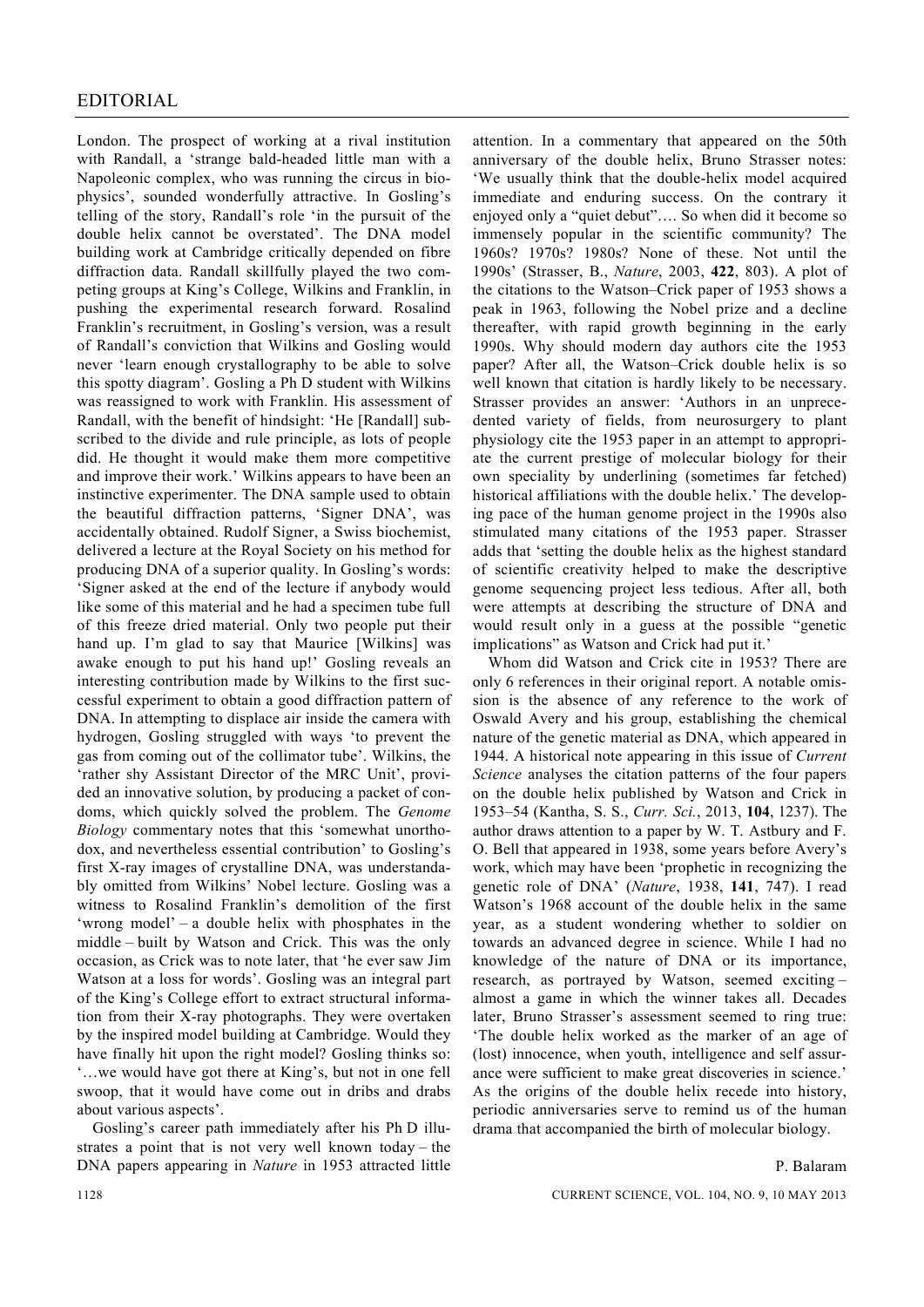London. The prospect of working at a rival institution with Randall, a 'strange bald-headed little man with a Napoleonic complex, who was running the circus in biophysics', sounded wonderfully attractive. In Gosling's telling of the story, Randall's role 'in the pursuit of the double helix cannot be overstated'. The DNA model building work at Cambridge critically depended on fibre diffraction data. Randall skillfully played the two competing groups at King's College, Wilkins and Franklin, in pushing the experimental research forward. Rosalind Franklin's recruitment, in Gosling's version, was a result of Randall's conviction that Wilkins and Gosling would never 'learn enough crystallography to be able to solve this spotty diagram'. Gosling a Ph D student with Wilkins was reassigned to work with Franklin. His assessment of Randall, with the benefit of hindsight: 'He [Randall] subscribed to the divide and rule principle, as lots of people did. He thought it would make them more competitive and improve their work.' Wilkins appears to have been an instinctive experimenter. The DNA sample used to obtain the beautiful diffraction patterns, 'Signer DNA', was accidentally obtained. Rudolf Signer, a Swiss biochemist, delivered a lecture at the Royal Society on his method for producing DNA of a superior quality. In Gosling's words: 'Signer asked at the end of the lecture if anybody would like some of this material and he had a specimen tube full of this freeze dried material. Only two people put their hand up. I'm glad to say that Maurice [Wilkins] was awake enough to put his hand up!' Gosling reveals an interesting contribution made by Wilkins to the first successful experiment to obtain a good diffraction pattern of DNA. In attempting to displace air inside the camera with hydrogen, Gosling struggled with ways 'to prevent the gas from coming out of the collimator tube'. Wilkins, the 'rather shy Assistant Director of the MRC Unit', provided an innovative solution, by producing a packet of condoms, which quickly solved the problem. The *Genome Biology* commentary notes that this 'somewhat unorthodox, and nevertheless essential contribution' to Gosling's first X-ray images of crystalline DNA, was understandably omitted from Wilkins' Nobel lecture. Gosling was a witness to Rosalind Franklin's demolition of the first 'wrong model' – a double helix with phosphates in the middle – built by Watson and Crick. This was the only occasion, as Crick was to note later, that 'he ever saw Jim Watson at a loss for words'. Gosling was an integral part of the King's College effort to extract structural information from their X-ray photographs. They were overtaken by the inspired model building at Cambridge. Would they have finally hit upon the right model? Gosling thinks so: '…we would have got there at King's, but not in one fell swoop, that it would have come out in dribs and drabs about various aspects'.

Gosling's career path immediately after his Ph D illustrates a point that is not very well known today – the DNA papers appearing in *Nature* in 1953 attracted little attention. In a commentary that appeared on the 50th anniversary of the double helix, Bruno Strasser notes: 'We usually think that the double-helix model acquired immediate and enduring success. On the contrary it enjoyed only a "quiet debut"…. So when did it become so immensely popular in the scientific community? The 1960s? 1970s? 1980s? None of these. Not until the 1990s' (Strasser, B., *Nature*, 2003, **422**, 803). A plot of the citations to the Watson–Crick paper of 1953 shows a peak in 1963, following the Nobel prize and a decline thereafter, with rapid growth beginning in the early 1990s. Why should modern day authors cite the 1953 paper? After all, the Watson–Crick double helix is so well known that citation is hardly likely to be necessary. Strasser provides an answer: 'Authors in an unprecedented variety of fields, from neurosurgery to plant physiology cite the 1953 paper in an attempt to appropriate the current prestige of molecular biology for their own speciality by underlining (sometimes far fetched) historical affiliations with the double helix.' The developing pace of the human genome project in the 1990s also stimulated many citations of the 1953 paper. Strasser adds that 'setting the double helix as the highest standard of scientific creativity helped to make the descriptive genome sequencing project less tedious. After all, both were attempts at describing the structure of DNA and would result only in a guess at the possible "genetic implications" as Watson and Crick had put it.'

Whom did Watson and Crick cite in 1953? There are only 6 references in their original report. A notable omission is the absence of any reference to the work of Oswald Avery and his group, establishing the chemical nature of the genetic material as DNA, which appeared in 1944. A historical note appearing in this issue of *Current Science* analyses the citation patterns of the four papers on the double helix published by Watson and Crick in 1953–54 (Kantha, S. S., *Curr. Sci.*, 2013, **104**, 1237). The author draws attention to a paper by W. T. Astbury and F. O. Bell that appeared in 1938, some years before Avery's work, which may have been 'prophetic in recognizing the genetic role of DNA' (*Nature*, 1938, **141**, 747). I read Watson's 1968 account of the double helix in the same year, as a student wondering whether to soldier on towards an advanced degree in science. While I had no knowledge of the nature of DNA or its importance, research, as portrayed by Watson, seemed exciting – almost a game in which the winner takes all. Decades later, Bruno Strasser's assessment seemed to ring true: 'The double helix worked as the marker of an age of (lost) innocence, when youth, intelligence and self assurance were sufficient to make great discoveries in science.' As the origins of the double helix recede into history, periodic anniversaries serve to remind us of the human drama that accompanied the birth of molecular biology.

P. Balaram